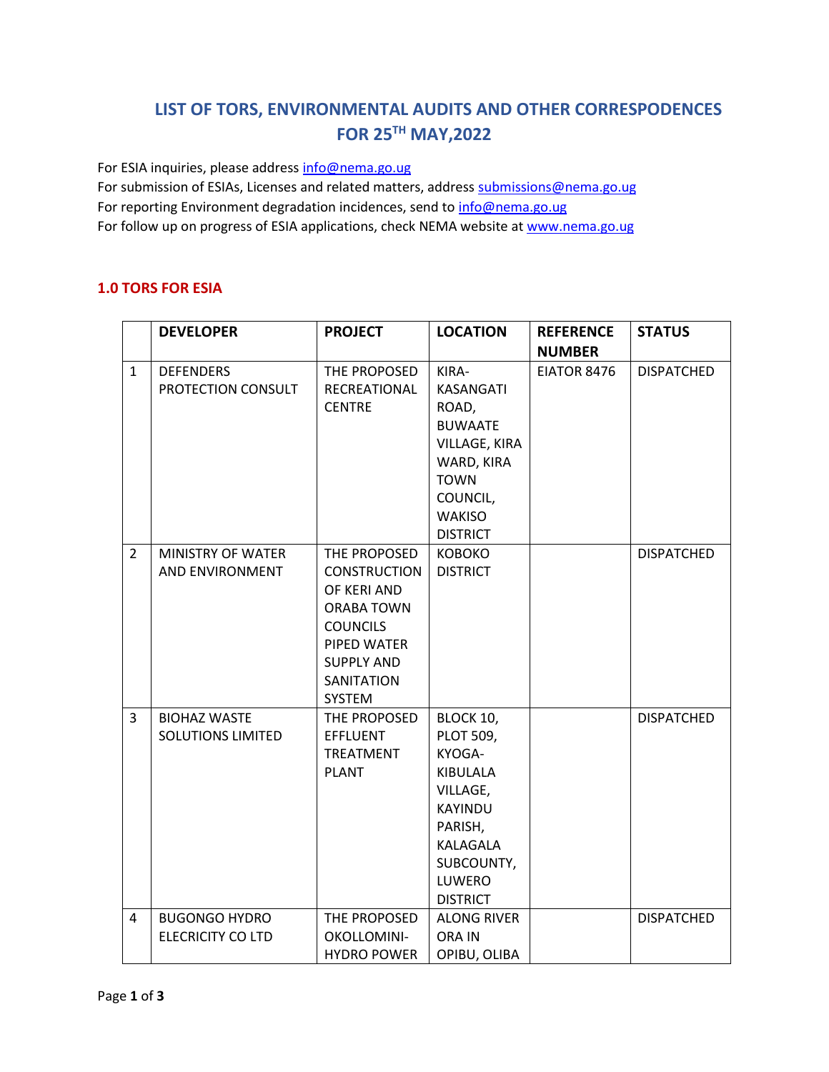# LIST OF TORS, ENVIRONMENTAL AUDITS AND OTHER CORRESPODENCES FOR 25TH MAY,2022

For ESIA inquiries, please address info@nema.go.ug
For submission of ESIAs, Licenses and related matters, address submissions@nema.go.ug
For reporting Environment degradation incidences, send to info@nema.go.ug
For follow up on progress of ESIA applications, check NEMA website at www.nema.go.ug

## 1.0 TORS FOR ESIA

| | DEVELOPER | PROJECT | LOCATION | REFERENCE NUMBER | STATUS |
|---|---|---|---|---|---|
| 1 | DEFENDERS PROTECTION CONSULT | THE PROPOSED RECREATIONAL CENTRE | KIRA-KASANGATI ROAD, BUWAATE VILLAGE, KIRA WARD, KIRA TOWN COUNCIL, WAKISO DISTRICT | EIATOR 8476 | DISPATCHED |
| 2 | MINISTRY OF WATER AND ENVIRONMENT | THE PROPOSED CONSTRUCTION OF KERI AND ORABA TOWN COUNCILS PIPED WATER SUPPLY AND SANITATION SYSTEM | KOBOKO DISTRICT | | DISPATCHED |
| 3 | BIOHAZ WASTE SOLUTIONS LIMITED | THE PROPOSED EFFLUENT TREATMENT PLANT | BLOCK 10, PLOT 509, KYOGA-KIBULALA VILLAGE, KAYINDU PARISH, KALAGALA SUBCOUNTY, LUWERO DISTRICT | | DISPATCHED |
| 4 | BUGONGO HYDRO ELECRICITY CO LTD | THE PROPOSED OKOLLOMINI-HYDRO POWER | ALONG RIVER ORA IN OPIBU, OLIBA | | DISPATCHED |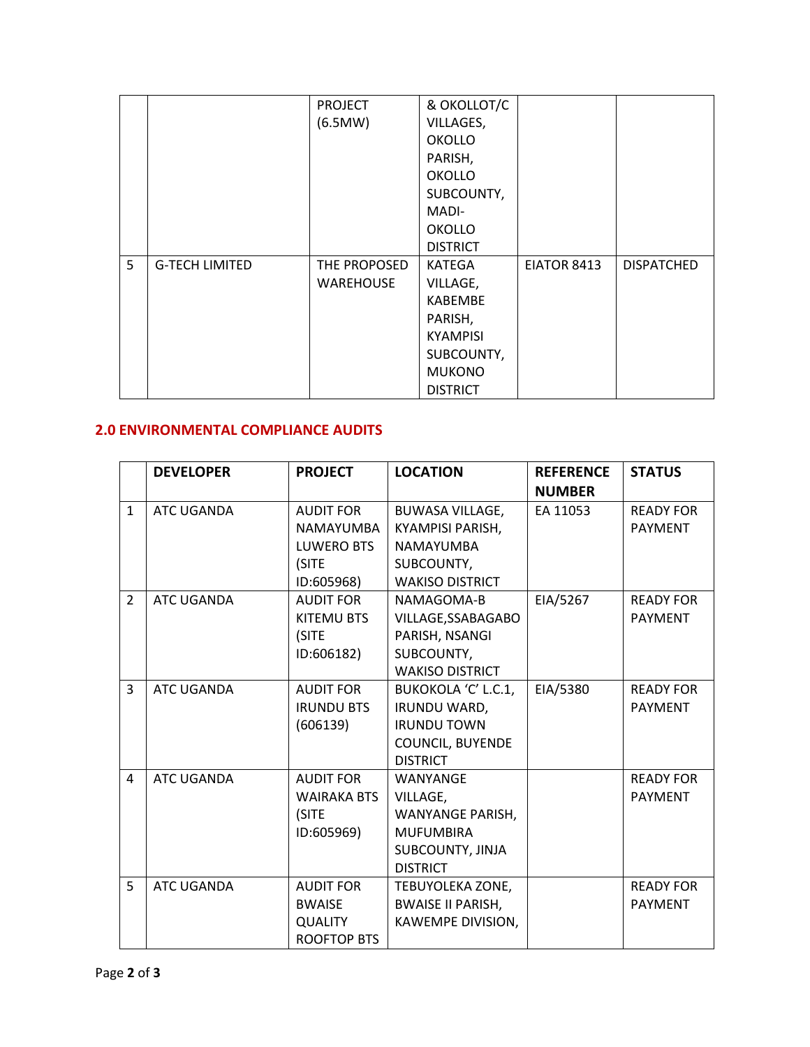| | | PROJECT (6.5MW) | & OKOLLOT/C VILLAGES, OKOLLO PARISH, OKOLLO SUBCOUNTY, MADI-OKOLLO DISTRICT | | |
|---|---|---|---|---|---|
| 5 | G-TECH LIMITED | THE PROPOSED WAREHOUSE | KATEGA VILLAGE, KABEMBE PARISH, KYAMPISI SUBCOUNTY, MUKONO DISTRICT | EIATOR 8413 | DISPATCHED |

## 2.0 ENVIRONMENTAL COMPLIANCE AUDITS

| | DEVELOPER | PROJECT | LOCATION | REFERENCE NUMBER | STATUS |
|---|---|---|---|---|---|
| 1 | ATC UGANDA | AUDIT FOR NAMAYUMBA LUWERO BTS (SITE ID:605968) | BUWASA VILLAGE, KYAMPISI PARISH, NAMAYUMBA SUBCOUNTY, WAKISO DISTRICT | EA 11053 | READY FOR PAYMENT |
| 2 | ATC UGANDA | AUDIT FOR KITEMU BTS (SITE ID:606182) | NAMAGOMA-B VILLAGE,SSABAGABO PARISH, NSANGI SUBCOUNTY, WAKISO DISTRICT | EIA/5267 | READY FOR PAYMENT |
| 3 | ATC UGANDA | AUDIT FOR IRUNDU BTS (606139) | BUKOKOLA 'C' L.C.1, IRUNDU WARD, IRUNDU TOWN COUNCIL, BUYENDE DISTRICT | EIA/5380 | READY FOR PAYMENT |
| 4 | ATC UGANDA | AUDIT FOR WAIRAKA BTS (SITE ID:605969) | WANYANGE VILLAGE, WANYANGE PARISH, MUFUMBIRA SUBCOUNTY, JINJA DISTRICT | | READY FOR PAYMENT |
| 5 | ATC UGANDA | AUDIT FOR BWAISE QUALITY ROOFTOP BTS | TEBUYOLEKA ZONE, BWAISE II PARISH, KAWEMPE DIVISION, | | READY FOR PAYMENT |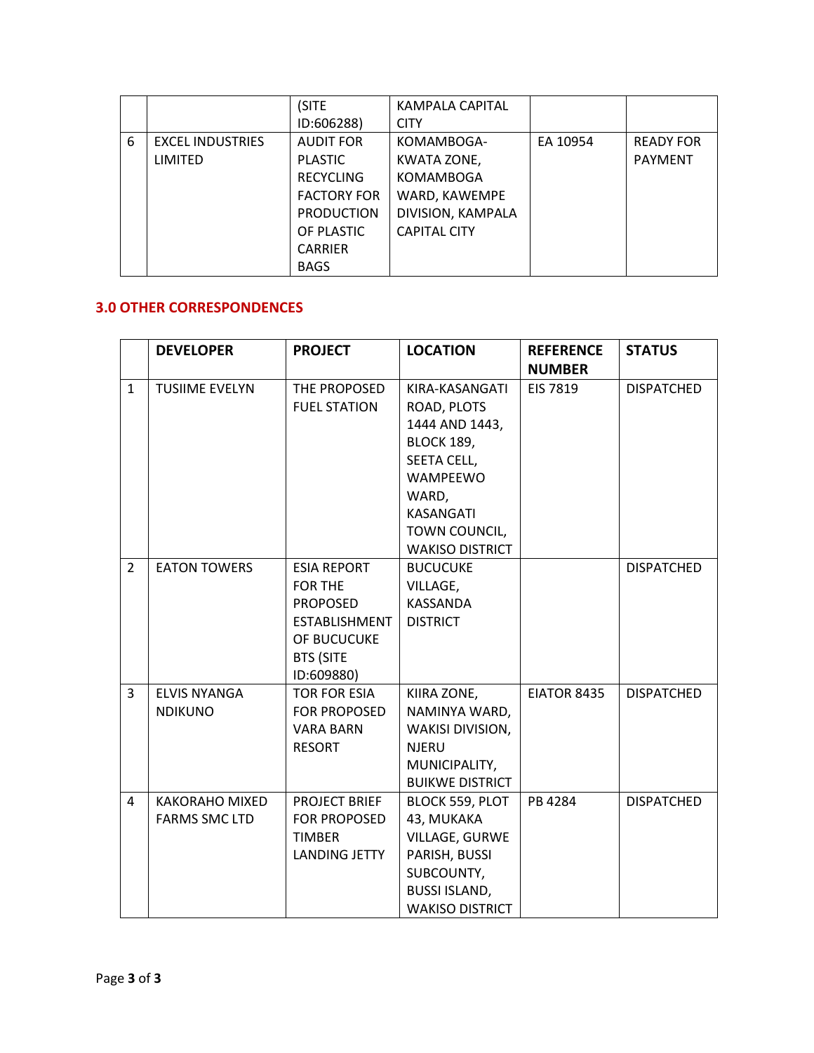| | | | | | |
|---|---|---|---|---|---|
| | | (SITE ID:606288) | KAMPALA CAPITAL CITY | | |
| 6 | EXCEL INDUSTRIES LIMITED | AUDIT FOR PLASTIC RECYCLING FACTORY FOR PRODUCTION OF PLASTIC CARRIER BAGS | KOMAMBOGA-KWATA ZONE, KOMAMBOGA WARD, KAWEMPE DIVISION, KAMPALA CAPITAL CITY | EA 10954 | READY FOR PAYMENT |

## 3.0 OTHER CORRESPONDENCES

| | DEVELOPER | PROJECT | LOCATION | REFERENCE NUMBER | STATUS |
|---|---|---|---|---|---|
| 1 | TUSIIME EVELYN | THE PROPOSED FUEL STATION | KIRA-KASANGATI ROAD, PLOTS 1444 AND 1443, BLOCK 189, SEETA CELL, WAMPEEWO WARD, KASANGATI TOWN COUNCIL, WAKISO DISTRICT | EIS 7819 | DISPATCHED |
| 2 | EATON TOWERS | ESIA REPORT FOR THE PROPOSED ESTABLISHMENT OF BUCUCUKE BTS (SITE ID:609880) | BUCUCUKE VILLAGE, KASSANDA DISTRICT | | DISPATCHED |
| 3 | ELVIS NYANGA NDIKUNO | TOR FOR ESIA FOR PROPOSED VARA BARN RESORT | KIIRA ZONE, NAMINYA WARD, WAKISI DIVISION, NJERU MUNICIPALITY, BUIKWE DISTRICT | EIATOR 8435 | DISPATCHED |
| 4 | KAKORAHO MIXED FARMS SMC LTD | PROJECT BRIEF FOR PROPOSED TIMBER LANDING JETTY | BLOCK 559, PLOT 43, MUKAKA VILLAGE, GURWE PARISH, BUSSI SUBCOUNTY, BUSSI ISLAND, WAKISO DISTRICT | PB 4284 | DISPATCHED |